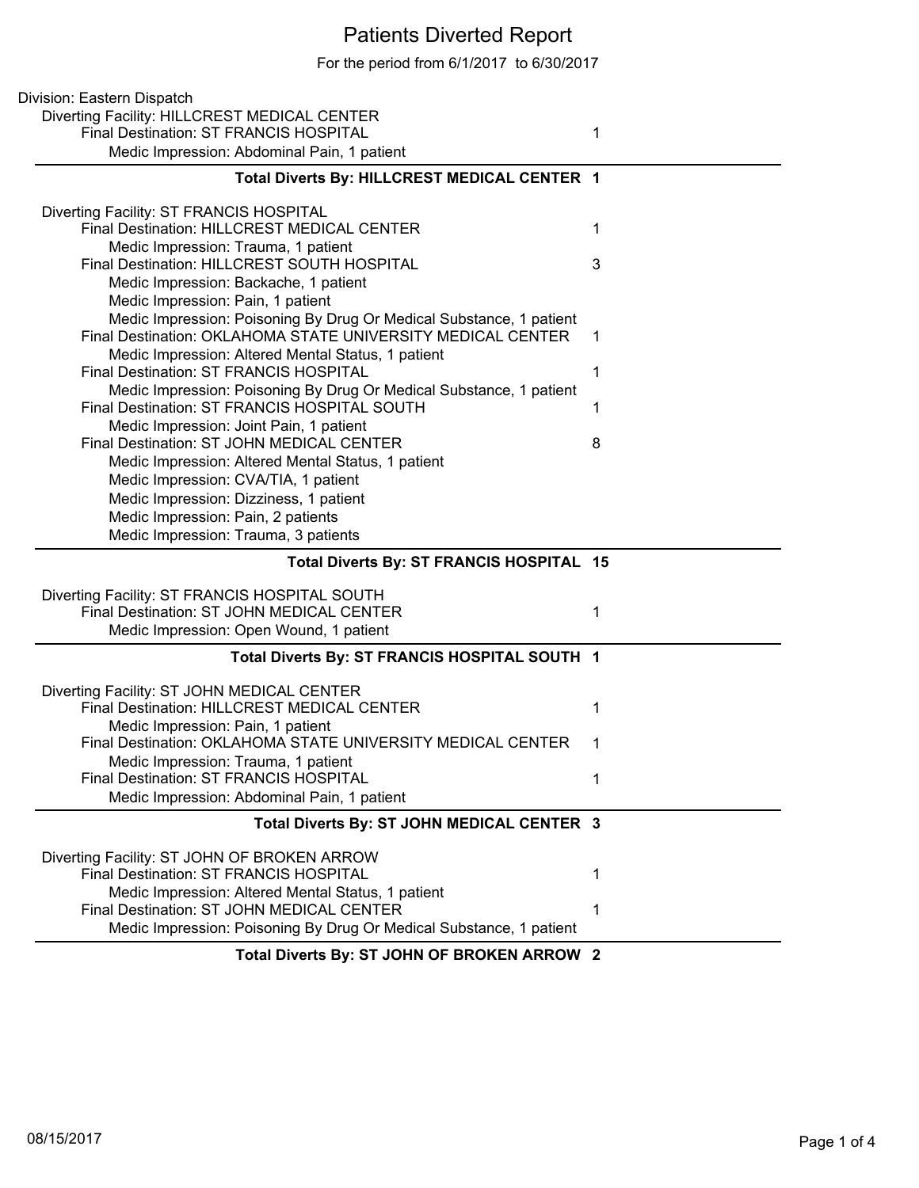# Patients Diverted Report

For the period from 6/1/2017 to 6/30/2017

Division: Eastern Dispatch

Diverting Facility: HILLCREST MEDICAL CENTER

- Final Destination: ST FRANCIS HOSPITAL — 1
  - Medic Impression: Abdominal Pain, 1 patient

**Total Diverts By: HILLCREST MEDICAL CENTER 1**

---

Diverting Facility: ST FRANCIS HOSPITAL

- Final Destination: HILLCREST MEDICAL CENTER — 1
  - Medic Impression: Trauma, 1 patient
- Final Destination: HILLCREST SOUTH HOSPITAL — 3
  - Medic Impression: Backache, 1 patient
  - Medic Impression: Pain, 1 patient
  - Medic Impression: Poisoning By Drug Or Medical Substance, 1 patient
- Final Destination: OKLAHOMA STATE UNIVERSITY MEDICAL CENTER — 1
  - Medic Impression: Altered Mental Status, 1 patient
- Final Destination: ST FRANCIS HOSPITAL — 1
  - Medic Impression: Poisoning By Drug Or Medical Substance, 1 patient
- Final Destination: ST FRANCIS HOSPITAL SOUTH — 1
  - Medic Impression: Joint Pain, 1 patient
- Final Destination: ST JOHN MEDICAL CENTER — 8
  - Medic Impression: Altered Mental Status, 1 patient
  - Medic Impression: CVA/TIA, 1 patient
  - Medic Impression: Dizziness, 1 patient
  - Medic Impression: Pain, 2 patients
  - Medic Impression: Trauma, 3 patients

**Total Diverts By: ST FRANCIS HOSPITAL 15**

---

Diverting Facility: ST FRANCIS HOSPITAL SOUTH

- Final Destination: ST JOHN MEDICAL CENTER — 1
  - Medic Impression: Open Wound, 1 patient

**Total Diverts By: ST FRANCIS HOSPITAL SOUTH 1**

---

Diverting Facility: ST JOHN MEDICAL CENTER

- Final Destination: HILLCREST MEDICAL CENTER — 1
  - Medic Impression: Pain, 1 patient
- Final Destination: OKLAHOMA STATE UNIVERSITY MEDICAL CENTER — 1
  - Medic Impression: Trauma, 1 patient
- Final Destination: ST FRANCIS HOSPITAL — 1
  - Medic Impression: Abdominal Pain, 1 patient

**Total Diverts By: ST JOHN MEDICAL CENTER 3**

---

Diverting Facility: ST JOHN OF BROKEN ARROW

- Final Destination: ST FRANCIS HOSPITAL — 1
  - Medic Impression: Altered Mental Status, 1 patient
- Final Destination: ST JOHN MEDICAL CENTER — 1
  - Medic Impression: Poisoning By Drug Or Medical Substance, 1 patient

**Total Diverts By: ST JOHN OF BROKEN ARROW 2**

08/15/2017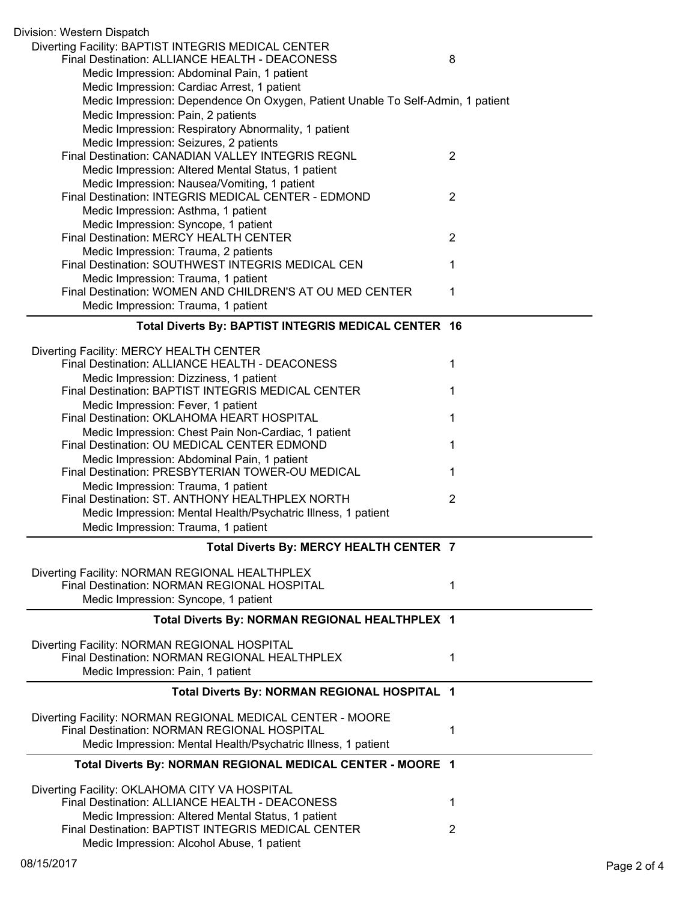Division: Western Dispatch

Diverting Facility: BAPTIST INTEGRIS MEDICAL CENTER

- Final Destination: ALLIANCE HEALTH - DEACONESS — 8
  - Medic Impression: Abdominal Pain, 1 patient
  - Medic Impression: Cardiac Arrest, 1 patient
  - Medic Impression: Dependence On Oxygen, Patient Unable To Self-Admin, 1 patient
  - Medic Impression: Pain, 2 patients
  - Medic Impression: Respiratory Abnormality, 1 patient
  - Medic Impression: Seizures, 2 patients
- Final Destination: CANADIAN VALLEY INTEGRIS REGNL — 2
  - Medic Impression: Altered Mental Status, 1 patient
  - Medic Impression: Nausea/Vomiting, 1 patient
- Final Destination: INTEGRIS MEDICAL CENTER - EDMOND — 2
  - Medic Impression: Asthma, 1 patient
  - Medic Impression: Syncope, 1 patient
- Final Destination: MERCY HEALTH CENTER — 2
  - Medic Impression: Trauma, 2 patients
- Final Destination: SOUTHWEST INTEGRIS MEDICAL CEN — 1
  - Medic Impression: Trauma, 1 patient
- Final Destination: WOMEN AND CHILDREN'S AT OU MED CENTER — 1
  - Medic Impression: Trauma, 1 patient

**Total Diverts By: BAPTIST INTEGRIS MEDICAL CENTER 16**

Diverting Facility: MERCY HEALTH CENTER

- Final Destination: ALLIANCE HEALTH - DEACONESS — 1
  - Medic Impression: Dizziness, 1 patient
- Final Destination: BAPTIST INTEGRIS MEDICAL CENTER — 1
  - Medic Impression: Fever, 1 patient
- Final Destination: OKLAHOMA HEART HOSPITAL — 1
  - Medic Impression: Chest Pain Non-Cardiac, 1 patient
- Final Destination: OU MEDICAL CENTER EDMOND — 1
  - Medic Impression: Abdominal Pain, 1 patient
- Final Destination: PRESBYTERIAN TOWER-OU MEDICAL — 1
  - Medic Impression: Trauma, 1 patient
- Final Destination: ST. ANTHONY HEALTHPLEX NORTH — 2
  - Medic Impression: Mental Health/Psychatric Illness, 1 patient
  - Medic Impression: Trauma, 1 patient

**Total Diverts By: MERCY HEALTH CENTER 7**

Diverting Facility: NORMAN REGIONAL HEALTHPLEX

- Final Destination: NORMAN REGIONAL HOSPITAL — 1
  - Medic Impression: Syncope, 1 patient

**Total Diverts By: NORMAN REGIONAL HEALTHPLEX 1**

Diverting Facility: NORMAN REGIONAL HOSPITAL

- Final Destination: NORMAN REGIONAL HEALTHPLEX — 1
  - Medic Impression: Pain, 1 patient

**Total Diverts By: NORMAN REGIONAL HOSPITAL 1**

Diverting Facility: NORMAN REGIONAL MEDICAL CENTER - MOORE

- Final Destination: NORMAN REGIONAL HOSPITAL — 1
  - Medic Impression: Mental Health/Psychatric Illness, 1 patient

**Total Diverts By: NORMAN REGIONAL MEDICAL CENTER - MOORE 1**

Diverting Facility: OKLAHOMA CITY VA HOSPITAL

- Final Destination: ALLIANCE HEALTH - DEACONESS — 1
  - Medic Impression: Altered Mental Status, 1 patient
- Final Destination: BAPTIST INTEGRIS MEDICAL CENTER — 2
  - Medic Impression: Alcohol Abuse, 1 patient

08/15/2017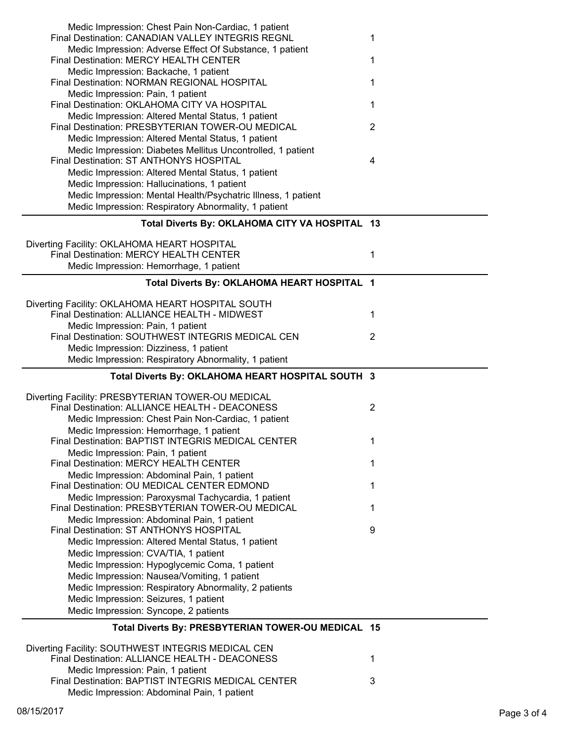Medic Impression: Chest Pain Non-Cardiac, 1 patient

Final Destination: CANADIAN VALLEY INTEGRIS REGNL — 1

Medic Impression: Adverse Effect Of Substance, 1 patient

Final Destination: MERCY HEALTH CENTER — 1

Medic Impression: Backache, 1 patient

Final Destination: NORMAN REGIONAL HOSPITAL — 1

Medic Impression: Pain, 1 patient

Final Destination: OKLAHOMA CITY VA HOSPITAL — 1

Medic Impression: Altered Mental Status, 1 patient

Final Destination: PRESBYTERIAN TOWER-OU MEDICAL — 2

Medic Impression: Altered Mental Status, 1 patient

Medic Impression: Diabetes Mellitus Uncontrolled, 1 patient

Final Destination: ST ANTHONYS HOSPITAL — 4

Medic Impression: Altered Mental Status, 1 patient

Medic Impression: Hallucinations, 1 patient

Medic Impression: Mental Health/Psychatric Illness, 1 patient

Medic Impression: Respiratory Abnormality, 1 patient

**Total Diverts By: OKLAHOMA CITY VA HOSPITAL 13**

---

Diverting Facility: OKLAHOMA HEART HOSPITAL

Final Destination: MERCY HEALTH CENTER — 1

Medic Impression: Hemorrhage, 1 patient

**Total Diverts By: OKLAHOMA HEART HOSPITAL 1**

---

Diverting Facility: OKLAHOMA HEART HOSPITAL SOUTH

Final Destination: ALLIANCE HEALTH - MIDWEST — 1

Medic Impression: Pain, 1 patient

Final Destination: SOUTHWEST INTEGRIS MEDICAL CEN — 2

Medic Impression: Dizziness, 1 patient

Medic Impression: Respiratory Abnormality, 1 patient

**Total Diverts By: OKLAHOMA HEART HOSPITAL SOUTH 3**

---

Diverting Facility: PRESBYTERIAN TOWER-OU MEDICAL

Final Destination: ALLIANCE HEALTH - DEACONESS — 2

Medic Impression: Chest Pain Non-Cardiac, 1 patient

Medic Impression: Hemorrhage, 1 patient

Final Destination: BAPTIST INTEGRIS MEDICAL CENTER — 1

Medic Impression: Pain, 1 patient

Final Destination: MERCY HEALTH CENTER — 1

Medic Impression: Abdominal Pain, 1 patient

Final Destination: OU MEDICAL CENTER EDMOND — 1

Medic Impression: Paroxysmal Tachycardia, 1 patient

Final Destination: PRESBYTERIAN TOWER-OU MEDICAL — 1

Medic Impression: Abdominal Pain, 1 patient

Final Destination: ST ANTHONYS HOSPITAL — 9

Medic Impression: Altered Mental Status, 1 patient

Medic Impression: CVA/TIA, 1 patient

Medic Impression: Hypoglycemic Coma, 1 patient

Medic Impression: Nausea/Vomiting, 1 patient

Medic Impression: Respiratory Abnormality, 2 patients

Medic Impression: Seizures, 1 patient

Medic Impression: Syncope, 2 patients

**Total Diverts By: PRESBYTERIAN TOWER-OU MEDICAL 15**

---

Diverting Facility: SOUTHWEST INTEGRIS MEDICAL CEN

Final Destination: ALLIANCE HEALTH - DEACONESS — 1

Medic Impression: Pain, 1 patient

Final Destination: BAPTIST INTEGRIS MEDICAL CENTER — 3

Medic Impression: Abdominal Pain, 1 patient

08/15/2017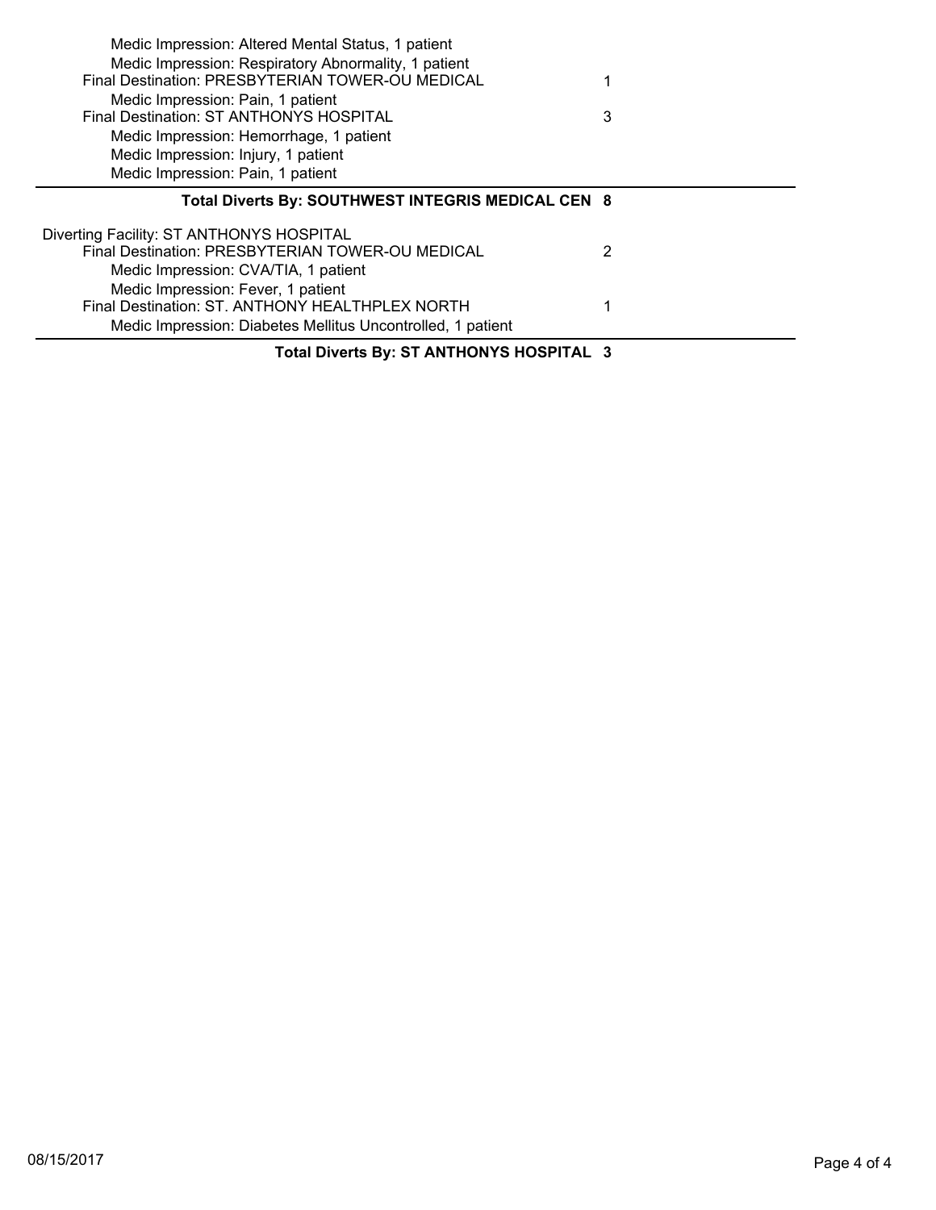Medic Impression: Altered Mental Status, 1 patient

Medic Impression: Respiratory Abnormality, 1 patient

Final Destination: PRESBYTERIAN TOWER-OU MEDICAL 1

Medic Impression: Pain, 1 patient

Final Destination: ST ANTHONYS HOSPITAL 3

Medic Impression: Hemorrhage, 1 patient

Medic Impression: Injury, 1 patient

Medic Impression: Pain, 1 patient

**Total Diverts By: SOUTHWEST INTEGRIS MEDICAL CEN 8**

Diverting Facility: ST ANTHONYS HOSPITAL

Final Destination: PRESBYTERIAN TOWER-OU MEDICAL 2

Medic Impression: CVA/TIA, 1 patient

Medic Impression: Fever, 1 patient

Final Destination: ST. ANTHONY HEALTHPLEX NORTH 1

Medic Impression: Diabetes Mellitus Uncontrolled, 1 patient

**Total Diverts By: ST ANTHONYS HOSPITAL 3**

08/15/2017